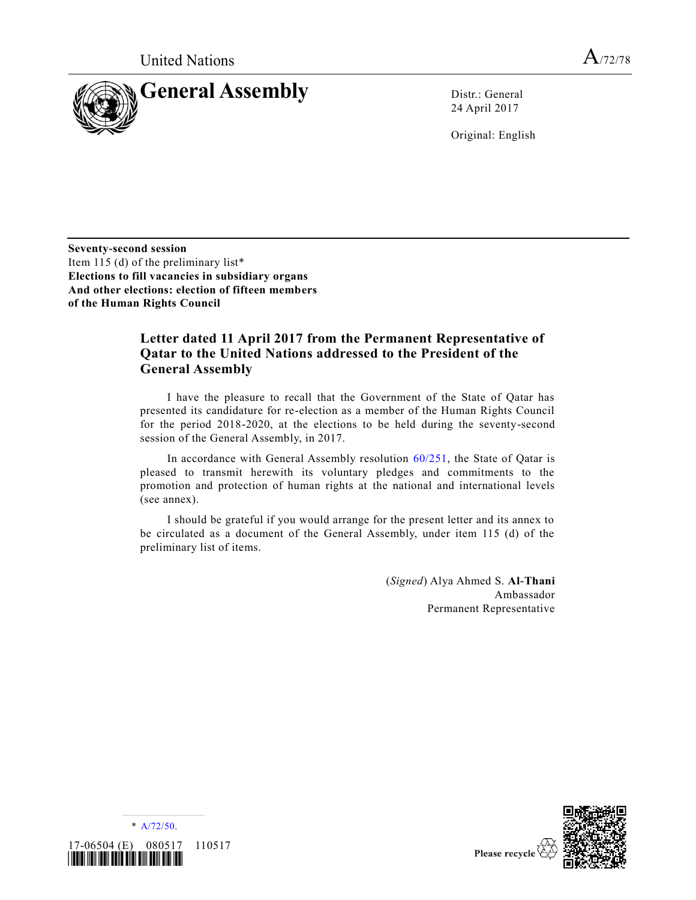United Nations

A/72/78

# General Assembly

Distr.: General
24 April 2017

Original: English

**Seventy-second session**
Item 115 (d) of the preliminary list*
**Elections to fill vacancies in subsidiary organs And other elections: election of fifteen members of the Human Rights Council**

## Letter dated 11 April 2017 from the Permanent Representative of Qatar to the United Nations addressed to the President of the General Assembly

I have the pleasure to recall that the Government of the State of Qatar has presented its candidature for re-election as a member of the Human Rights Council for the period 2018-2020, at the elections to be held during the seventy-second session of the General Assembly, in 2017.

In accordance with General Assembly resolution 60/251, the State of Qatar is pleased to transmit herewith its voluntary pledges and commitments to the promotion and protection of human rights at the national and international levels (see annex).

I should be grateful if you would arrange for the present letter and its annex to be circulated as a document of the General Assembly, under item 115 (d) of the preliminary list of items.

(*Signed*) Alya Ahmed S. **Al-Thani**
Ambassador
Permanent Representative

\* A/72/50.

17-06504 (E) 080517 110517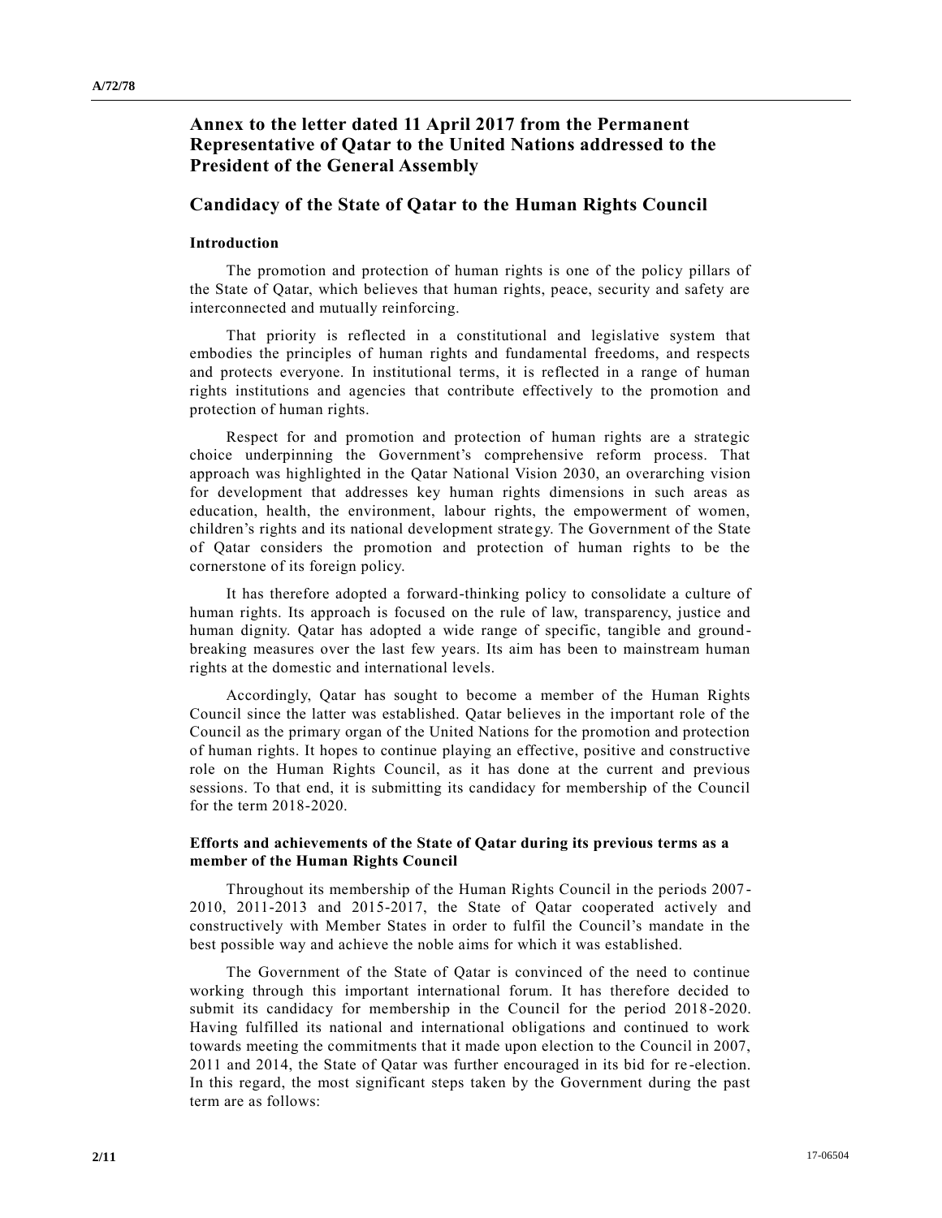# Annex to the letter dated 11 April 2017 from the Permanent Representative of Qatar to the United Nations addressed to the President of the General Assembly

## Candidacy of the State of Qatar to the Human Rights Council

### Introduction

The promotion and protection of human rights is one of the policy pillars of the State of Qatar, which believes that human rights, peace, security and safety are interconnected and mutually reinforcing.

That priority is reflected in a constitutional and legislative system that embodies the principles of human rights and fundamental freedoms, and respects and protects everyone. In institutional terms, it is reflected in a range of human rights institutions and agencies that contribute effectively to the promotion and protection of human rights.

Respect for and promotion and protection of human rights are a strategic choice underpinning the Government's comprehensive reform process. That approach was highlighted in the Qatar National Vision 2030, an overarching vision for development that addresses key human rights dimensions in such areas as education, health, the environment, labour rights, the empowerment of women, children's rights and its national development strategy. The Government of the State of Qatar considers the promotion and protection of human rights to be the cornerstone of its foreign policy.

It has therefore adopted a forward-thinking policy to consolidate a culture of human rights. Its approach is focused on the rule of law, transparency, justice and human dignity. Qatar has adopted a wide range of specific, tangible and ground-breaking measures over the last few years. Its aim has been to mainstream human rights at the domestic and international levels.

Accordingly, Qatar has sought to become a member of the Human Rights Council since the latter was established. Qatar believes in the important role of the Council as the primary organ of the United Nations for the promotion and protection of human rights. It hopes to continue playing an effective, positive and constructive role on the Human Rights Council, as it has done at the current and previous sessions. To that end, it is submitting its candidacy for membership of the Council for the term 2018-2020.

### Efforts and achievements of the State of Qatar during its previous terms as a member of the Human Rights Council

Throughout its membership of the Human Rights Council in the periods 2007-2010, 2011-2013 and 2015-2017, the State of Qatar cooperated actively and constructively with Member States in order to fulfil the Council's mandate in the best possible way and achieve the noble aims for which it was established.

The Government of the State of Qatar is convinced of the need to continue working through this important international forum. It has therefore decided to submit its candidacy for membership in the Council for the period 2018-2020. Having fulfilled its national and international obligations and continued to work towards meeting the commitments that it made upon election to the Council in 2007, 2011 and 2014, the State of Qatar was further encouraged in its bid for re-election. In this regard, the most significant steps taken by the Government during the past term are as follows: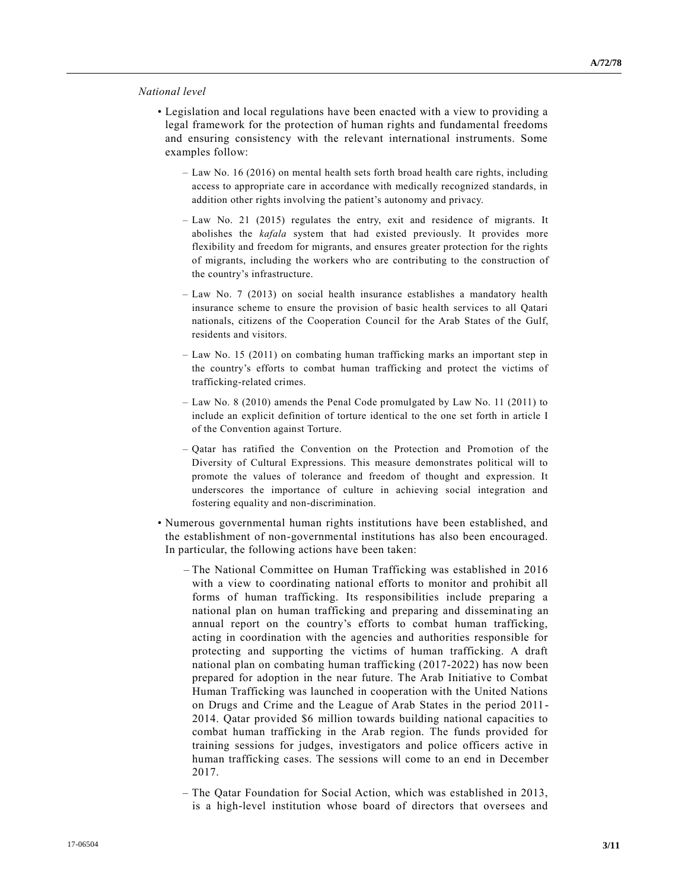*National level*

- Legislation and local regulations have been enacted with a view to providing a legal framework for the protection of human rights and fundamental freedoms and ensuring consistency with the relevant international instruments. Some examples follow:

  - Law No. 16 (2016) on mental health sets forth broad health care rights, including access to appropriate care in accordance with medically recognized standards, in addition other rights involving the patient's autonomy and privacy.

  - Law No. 21 (2015) regulates the entry, exit and residence of migrants. It abolishes the *kafala* system that had existed previously. It provides more flexibility and freedom for migrants, and ensures greater protection for the rights of migrants, including the workers who are contributing to the construction of the country's infrastructure.

  - Law No. 7 (2013) on social health insurance establishes a mandatory health insurance scheme to ensure the provision of basic health services to all Qatari nationals, citizens of the Cooperation Council for the Arab States of the Gulf, residents and visitors.

  - Law No. 15 (2011) on combating human trafficking marks an important step in the country's efforts to combat human trafficking and protect the victims of trafficking-related crimes.

  - Law No. 8 (2010) amends the Penal Code promulgated by Law No. 11 (2011) to include an explicit definition of torture identical to the one set forth in article I of the Convention against Torture.

  - Qatar has ratified the Convention on the Protection and Promotion of the Diversity of Cultural Expressions. This measure demonstrates political will to promote the values of tolerance and freedom of thought and expression. It underscores the importance of culture in achieving social integration and fostering equality and non-discrimination.

- Numerous governmental human rights institutions have been established, and the establishment of non-governmental institutions has also been encouraged. In particular, the following actions have been taken:

  - The National Committee on Human Trafficking was established in 2016 with a view to coordinating national efforts to monitor and prohibit all forms of human trafficking. Its responsibilities include preparing a national plan on human trafficking and preparing and disseminating an annual report on the country's efforts to combat human trafficking, acting in coordination with the agencies and authorities responsible for protecting and supporting the victims of human trafficking. A draft national plan on combating human trafficking (2017-2022) has now been prepared for adoption in the near future. The Arab Initiative to Combat Human Trafficking was launched in cooperation with the United Nations on Drugs and Crime and the League of Arab States in the period 2011-2014. Qatar provided $6 million towards building national capacities to combat human trafficking in the Arab region. The funds provided for training sessions for judges, investigators and police officers active in human trafficking cases. The sessions will come to an end in December 2017.

  - The Qatar Foundation for Social Action, which was established in 2013, is a high-level institution whose board of directors that oversees and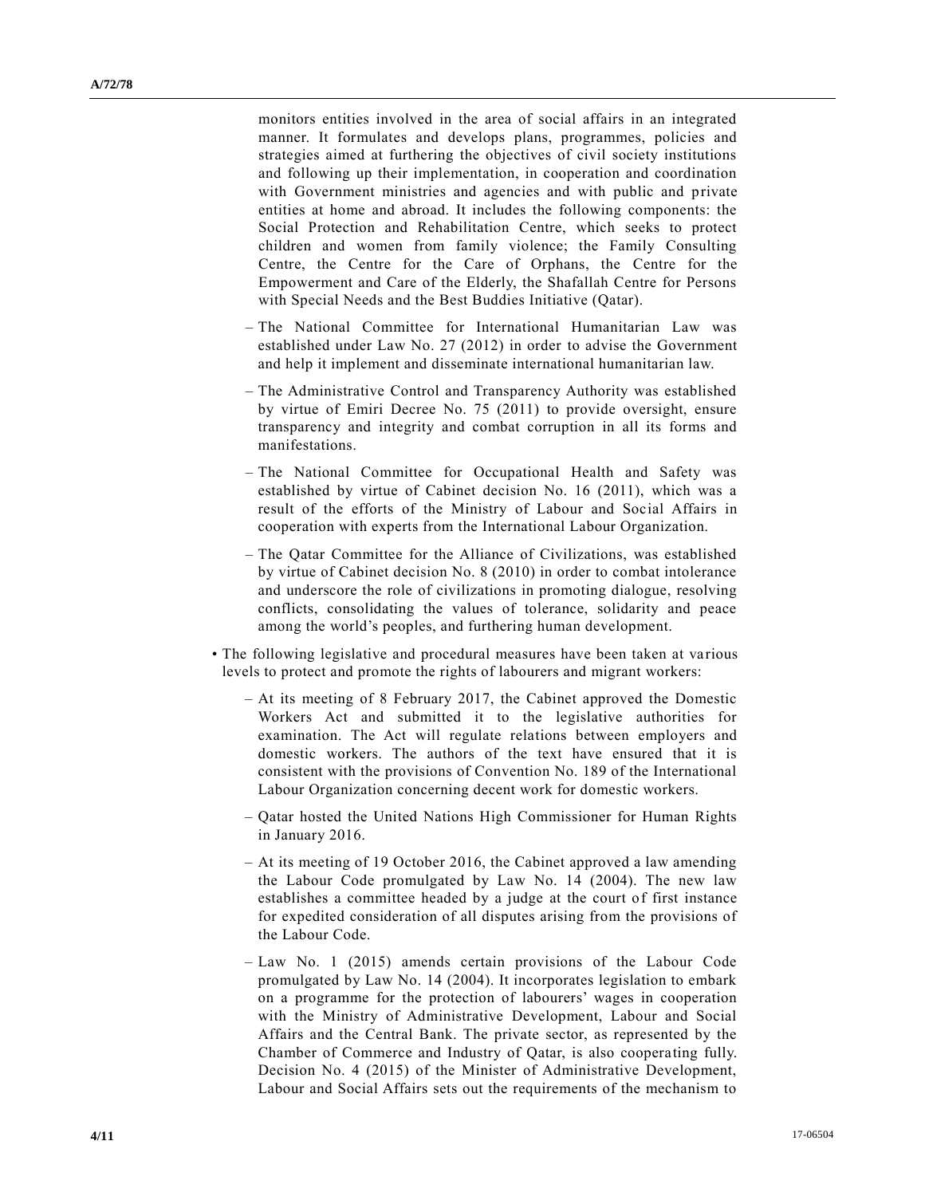monitors entities involved in the area of social affairs in an integrated manner. It formulates and develops plans, programmes, policies and strategies aimed at furthering the objectives of civil society institutions and following up their implementation, in cooperation and coordination with Government ministries and agencies and with public and private entities at home and abroad. It includes the following components: the Social Protection and Rehabilitation Centre, which seeks to protect children and women from family violence; the Family Consulting Centre, the Centre for the Care of Orphans, the Centre for the Empowerment and Care of the Elderly, the Shafallah Centre for Persons with Special Needs and the Best Buddies Initiative (Qatar).

  – The National Committee for International Humanitarian Law was established under Law No. 27 (2012) in order to advise the Government and help it implement and disseminate international humanitarian law.

  – The Administrative Control and Transparency Authority was established by virtue of Emiri Decree No. 75 (2011) to provide oversight, ensure transparency and integrity and combat corruption in all its forms and manifestations.

  – The National Committee for Occupational Health and Safety was established by virtue of Cabinet decision No. 16 (2011), which was a result of the efforts of the Ministry of Labour and Social Affairs in cooperation with experts from the International Labour Organization.

  – The Qatar Committee for the Alliance of Civilizations, was established by virtue of Cabinet decision No. 8 (2010) in order to combat intolerance and underscore the role of civilizations in promoting dialogue, resolving conflicts, consolidating the values of tolerance, solidarity and peace among the world's peoples, and furthering human development.

- The following legislative and procedural measures have been taken at various levels to protect and promote the rights of labourers and migrant workers:

  – At its meeting of 8 February 2017, the Cabinet approved the Domestic Workers Act and submitted it to the legislative authorities for examination. The Act will regulate relations between employers and domestic workers. The authors of the text have ensured that it is consistent with the provisions of Convention No. 189 of the International Labour Organization concerning decent work for domestic workers.

  – Qatar hosted the United Nations High Commissioner for Human Rights in January 2016.

  – At its meeting of 19 October 2016, the Cabinet approved a law amending the Labour Code promulgated by Law No. 14 (2004). The new law establishes a committee headed by a judge at the court of first instance for expedited consideration of all disputes arising from the provisions of the Labour Code.

  – Law No. 1 (2015) amends certain provisions of the Labour Code promulgated by Law No. 14 (2004). It incorporates legislation to embark on a programme for the protection of labourers' wages in cooperation with the Ministry of Administrative Development, Labour and Social Affairs and the Central Bank. The private sector, as represented by the Chamber of Commerce and Industry of Qatar, is also cooperating fully. Decision No. 4 (2015) of the Minister of Administrative Development, Labour and Social Affairs sets out the requirements of the mechanism to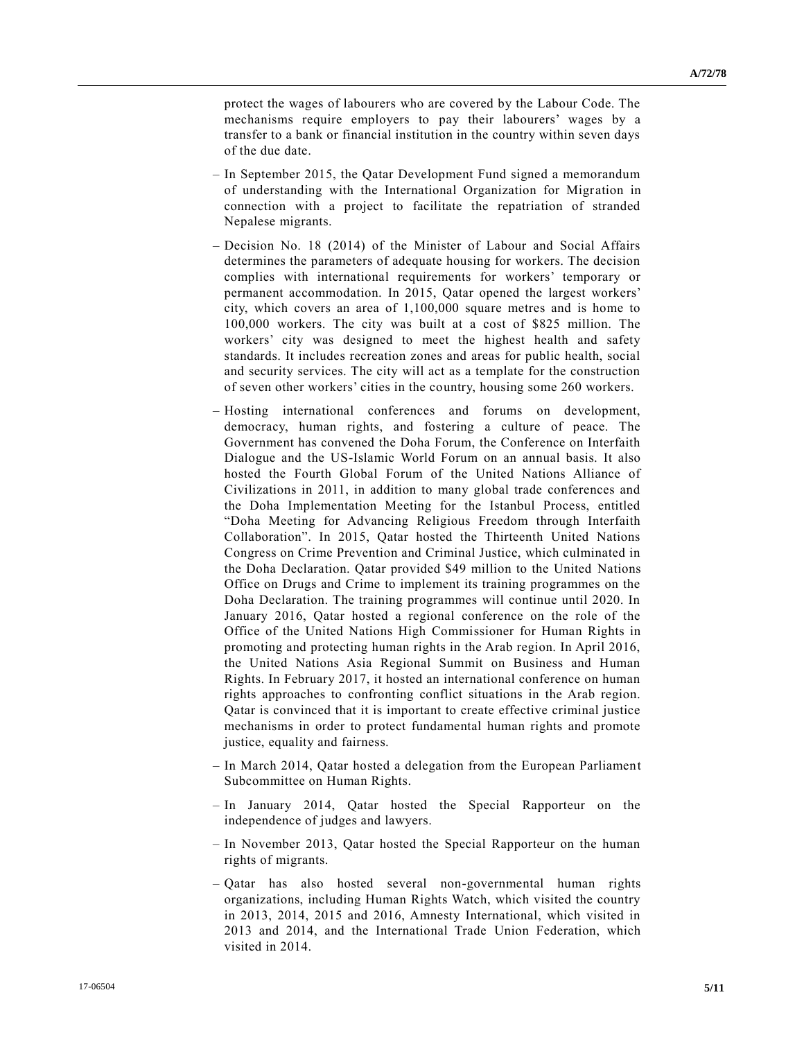protect the wages of labourers who are covered by the Labour Code. The mechanisms require employers to pay their labourers' wages by a transfer to a bank or financial institution in the country within seven days of the due date.

– In September 2015, the Qatar Development Fund signed a memorandum of understanding with the International Organization for Migration in connection with a project to facilitate the repatriation of stranded Nepalese migrants.

– Decision No. 18 (2014) of the Minister of Labour and Social Affairs determines the parameters of adequate housing for workers. The decision complies with international requirements for workers' temporary or permanent accommodation. In 2015, Qatar opened the largest workers' city, which covers an area of 1,100,000 square metres and is home to 100,000 workers. The city was built at a cost of $825 million. The workers' city was designed to meet the highest health and safety standards. It includes recreation zones and areas for public health, social and security services. The city will act as a template for the construction of seven other workers' cities in the country, housing some 260 workers.

– Hosting international conferences and forums on development, democracy, human rights, and fostering a culture of peace. The Government has convened the Doha Forum, the Conference on Interfaith Dialogue and the US-Islamic World Forum on an annual basis. It also hosted the Fourth Global Forum of the United Nations Alliance of Civilizations in 2011, in addition to many global trade conferences and the Doha Implementation Meeting for the Istanbul Process, entitled "Doha Meeting for Advancing Religious Freedom through Interfaith Collaboration". In 2015, Qatar hosted the Thirteenth United Nations Congress on Crime Prevention and Criminal Justice, which culminated in the Doha Declaration. Qatar provided $49 million to the United Nations Office on Drugs and Crime to implement its training programmes on the Doha Declaration. The training programmes will continue until 2020. In January 2016, Qatar hosted a regional conference on the role of the Office of the United Nations High Commissioner for Human Rights in promoting and protecting human rights in the Arab region. In April 2016, the United Nations Asia Regional Summit on Business and Human Rights. In February 2017, it hosted an international conference on human rights approaches to confronting conflict situations in the Arab region. Qatar is convinced that it is important to create effective criminal justice mechanisms in order to protect fundamental human rights and promote justice, equality and fairness.

– In March 2014, Qatar hosted a delegation from the European Parliament Subcommittee on Human Rights.

– In January 2014, Qatar hosted the Special Rapporteur on the independence of judges and lawyers.

– In November 2013, Qatar hosted the Special Rapporteur on the human rights of migrants.

– Qatar has also hosted several non-governmental human rights organizations, including Human Rights Watch, which visited the country in 2013, 2014, 2015 and 2016, Amnesty International, which visited in 2013 and 2014, and the International Trade Union Federation, which visited in 2014.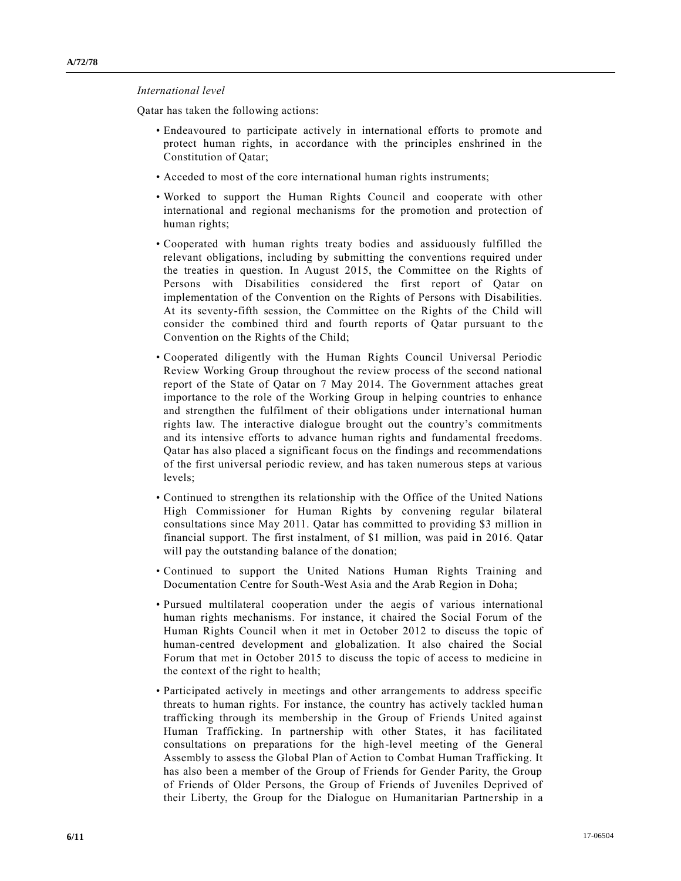*International level*

Qatar has taken the following actions:

- Endeavoured to participate actively in international efforts to promote and protect human rights, in accordance with the principles enshrined in the Constitution of Qatar;
- Acceded to most of the core international human rights instruments;
- Worked to support the Human Rights Council and cooperate with other international and regional mechanisms for the promotion and protection of human rights;
- Cooperated with human rights treaty bodies and assiduously fulfilled the relevant obligations, including by submitting the conventions required under the treaties in question. In August 2015, the Committee on the Rights of Persons with Disabilities considered the first report of Qatar on implementation of the Convention on the Rights of Persons with Disabilities. At its seventy-fifth session, the Committee on the Rights of the Child will consider the combined third and fourth reports of Qatar pursuant to the Convention on the Rights of the Child;
- Cooperated diligently with the Human Rights Council Universal Periodic Review Working Group throughout the review process of the second national report of the State of Qatar on 7 May 2014. The Government attaches great importance to the role of the Working Group in helping countries to enhance and strengthen the fulfilment of their obligations under international human rights law. The interactive dialogue brought out the country's commitments and its intensive efforts to advance human rights and fundamental freedoms. Qatar has also placed a significant focus on the findings and recommendations of the first universal periodic review, and has taken numerous steps at various levels;
- Continued to strengthen its relationship with the Office of the United Nations High Commissioner for Human Rights by convening regular bilateral consultations since May 2011. Qatar has committed to providing $3 million in financial support. The first instalment, of $1 million, was paid in 2016. Qatar will pay the outstanding balance of the donation;
- Continued to support the United Nations Human Rights Training and Documentation Centre for South-West Asia and the Arab Region in Doha;
- Pursued multilateral cooperation under the aegis of various international human rights mechanisms. For instance, it chaired the Social Forum of the Human Rights Council when it met in October 2012 to discuss the topic of human-centred development and globalization. It also chaired the Social Forum that met in October 2015 to discuss the topic of access to medicine in the context of the right to health;
- Participated actively in meetings and other arrangements to address specific threats to human rights. For instance, the country has actively tackled human trafficking through its membership in the Group of Friends United against Human Trafficking. In partnership with other States, it has facilitated consultations on preparations for the high-level meeting of the General Assembly to assess the Global Plan of Action to Combat Human Trafficking. It has also been a member of the Group of Friends for Gender Parity, the Group of Friends of Older Persons, the Group of Friends of Juveniles Deprived of their Liberty, the Group for the Dialogue on Humanitarian Partnership in a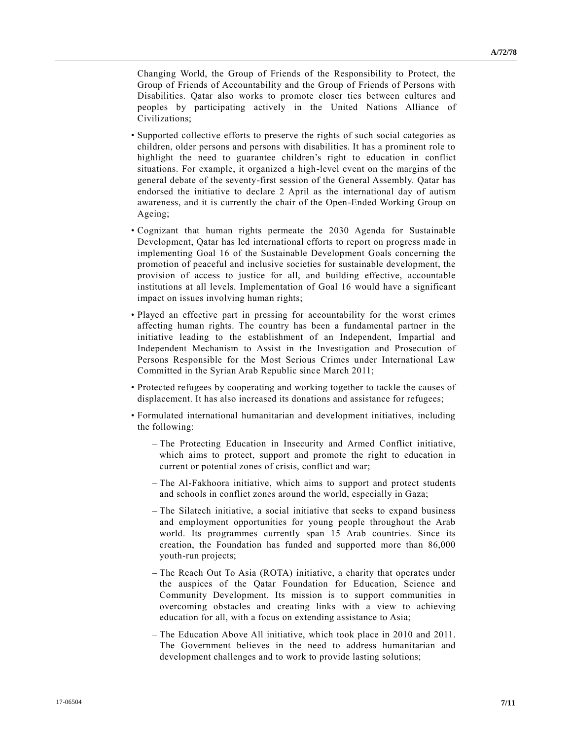Changing World, the Group of Friends of the Responsibility to Protect, the Group of Friends of Accountability and the Group of Friends of Persons with Disabilities. Qatar also works to promote closer ties between cultures and peoples by participating actively in the United Nations Alliance of Civilizations;

- Supported collective efforts to preserve the rights of such social categories as children, older persons and persons with disabilities. It has a prominent role to highlight the need to guarantee children's right to education in conflict situations. For example, it organized a high-level event on the margins of the general debate of the seventy-first session of the General Assembly. Qatar has endorsed the initiative to declare 2 April as the international day of autism awareness, and it is currently the chair of the Open-Ended Working Group on Ageing;

- Cognizant that human rights permeate the 2030 Agenda for Sustainable Development, Qatar has led international efforts to report on progress made in implementing Goal 16 of the Sustainable Development Goals concerning the promotion of peaceful and inclusive societies for sustainable development, the provision of access to justice for all, and building effective, accountable institutions at all levels. Implementation of Goal 16 would have a significant impact on issues involving human rights;

- Played an effective part in pressing for accountability for the worst crimes affecting human rights. The country has been a fundamental partner in the initiative leading to the establishment of an Independent, Impartial and Independent Mechanism to Assist in the Investigation and Prosecution of Persons Responsible for the Most Serious Crimes under International Law Committed in the Syrian Arab Republic since March 2011;

- Protected refugees by cooperating and working together to tackle the causes of displacement. It has also increased its donations and assistance for refugees;

- Formulated international humanitarian and development initiatives, including the following:

  - The Protecting Education in Insecurity and Armed Conflict initiative, which aims to protect, support and promote the right to education in current or potential zones of crisis, conflict and war;

  - The Al-Fakhoora initiative, which aims to support and protect students and schools in conflict zones around the world, especially in Gaza;

  - The Silatech initiative, a social initiative that seeks to expand business and employment opportunities for young people throughout the Arab world. Its programmes currently span 15 Arab countries. Since its creation, the Foundation has funded and supported more than 86,000 youth-run projects;

  - The Reach Out To Asia (ROTA) initiative, a charity that operates under the auspices of the Qatar Foundation for Education, Science and Community Development. Its mission is to support communities in overcoming obstacles and creating links with a view to achieving education for all, with a focus on extending assistance to Asia;

  - The Education Above All initiative, which took place in 2010 and 2011. The Government believes in the need to address humanitarian and development challenges and to work to provide lasting solutions;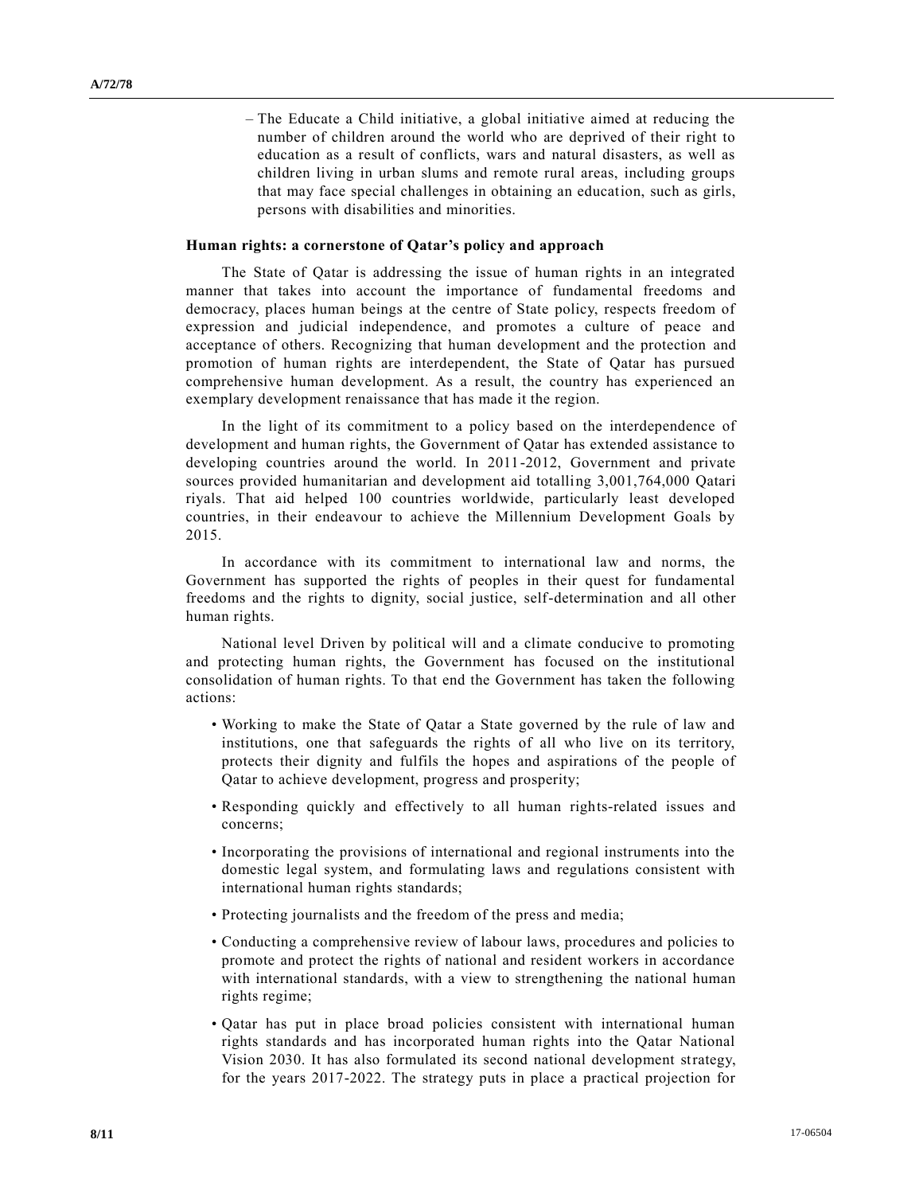– The Educate a Child initiative, a global initiative aimed at reducing the number of children around the world who are deprived of their right to education as a result of conflicts, wars and natural disasters, as well as children living in urban slums and remote rural areas, including groups that may face special challenges in obtaining an education, such as girls, persons with disabilities and minorities.

**Human rights: a cornerstone of Qatar's policy and approach**

The State of Qatar is addressing the issue of human rights in an integrated manner that takes into account the importance of fundamental freedoms and democracy, places human beings at the centre of State policy, respects freedom of expression and judicial independence, and promotes a culture of peace and acceptance of others. Recognizing that human development and the protection and promotion of human rights are interdependent, the State of Qatar has pursued comprehensive human development. As a result, the country has experienced an exemplary development renaissance that has made it the region.

In the light of its commitment to a policy based on the interdependence of development and human rights, the Government of Qatar has extended assistance to developing countries around the world. In 2011-2012, Government and private sources provided humanitarian and development aid totalling 3,001,764,000 Qatari riyals. That aid helped 100 countries worldwide, particularly least developed countries, in their endeavour to achieve the Millennium Development Goals by 2015.

In accordance with its commitment to international law and norms, the Government has supported the rights of peoples in their quest for fundamental freedoms and the rights to dignity, social justice, self-determination and all other human rights.

National level Driven by political will and a climate conducive to promoting and protecting human rights, the Government has focused on the institutional consolidation of human rights. To that end the Government has taken the following actions:

- Working to make the State of Qatar a State governed by the rule of law and institutions, one that safeguards the rights of all who live on its territory, protects their dignity and fulfils the hopes and aspirations of the people of Qatar to achieve development, progress and prosperity;
- Responding quickly and effectively to all human rights-related issues and concerns;
- Incorporating the provisions of international and regional instruments into the domestic legal system, and formulating laws and regulations consistent with international human rights standards;
- Protecting journalists and the freedom of the press and media;
- Conducting a comprehensive review of labour laws, procedures and policies to promote and protect the rights of national and resident workers in accordance with international standards, with a view to strengthening the national human rights regime;
- Qatar has put in place broad policies consistent with international human rights standards and has incorporated human rights into the Qatar National Vision 2030. It has also formulated its second national development strategy, for the years 2017-2022. The strategy puts in place a practical projection for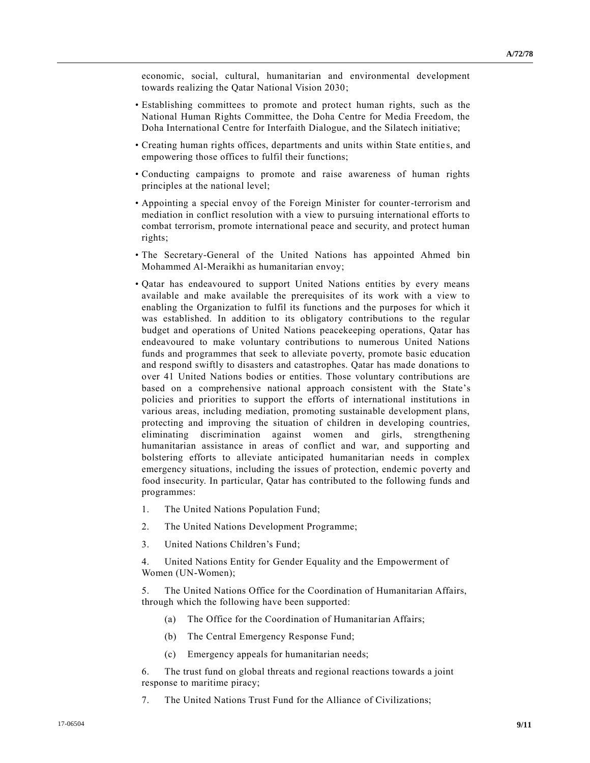economic, social, cultural, humanitarian and environmental development towards realizing the Qatar National Vision 2030;

- Establishing committees to promote and protect human rights, such as the National Human Rights Committee, the Doha Centre for Media Freedom, the Doha International Centre for Interfaith Dialogue, and the Silatech initiative;
- Creating human rights offices, departments and units within State entities, and empowering those offices to fulfil their functions;
- Conducting campaigns to promote and raise awareness of human rights principles at the national level;
- Appointing a special envoy of the Foreign Minister for counter-terrorism and mediation in conflict resolution with a view to pursuing international efforts to combat terrorism, promote international peace and security, and protect human rights;
- The Secretary-General of the United Nations has appointed Ahmed bin Mohammed Al-Meraikhi as humanitarian envoy;
- Qatar has endeavoured to support United Nations entities by every means available and make available the prerequisites of its work with a view to enabling the Organization to fulfil its functions and the purposes for which it was established. In addition to its obligatory contributions to the regular budget and operations of United Nations peacekeeping operations, Qatar has endeavoured to make voluntary contributions to numerous United Nations funds and programmes that seek to alleviate poverty, promote basic education and respond swiftly to disasters and catastrophes. Qatar has made donations to over 41 United Nations bodies or entities. Those voluntary contributions are based on a comprehensive national approach consistent with the State's policies and priorities to support the efforts of international institutions in various areas, including mediation, promoting sustainable development plans, protecting and improving the situation of children in developing countries, eliminating discrimination against women and girls, strengthening humanitarian assistance in areas of conflict and war, and supporting and bolstering efforts to alleviate anticipated humanitarian needs in complex emergency situations, including the issues of protection, endemic poverty and food insecurity. In particular, Qatar has contributed to the following funds and programmes:

  1. The United Nations Population Fund;

  2. The United Nations Development Programme;

  3. United Nations Children's Fund;

  4. United Nations Entity for Gender Equality and the Empowerment of Women (UN-Women);

  5. The United Nations Office for the Coordination of Humanitarian Affairs, through which the following have been supported:

     (a) The Office for the Coordination of Humanitarian Affairs;

     (b) The Central Emergency Response Fund;

     (c) Emergency appeals for humanitarian needs;

  6. The trust fund on global threats and regional reactions towards a joint response to maritime piracy;

  7. The United Nations Trust Fund for the Alliance of Civilizations;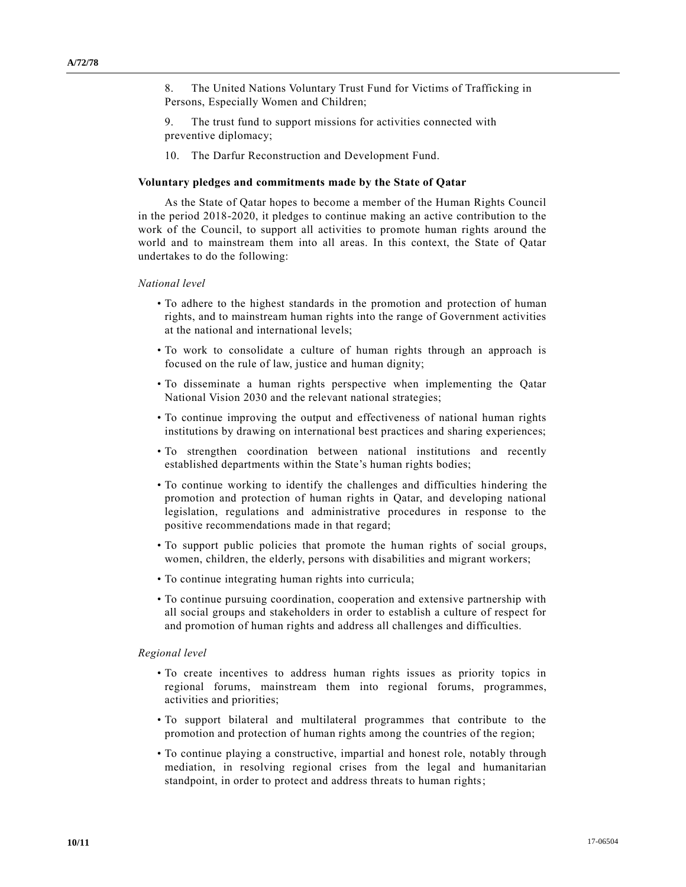8. The United Nations Voluntary Trust Fund for Victims of Trafficking in Persons, Especially Women and Children;

9. The trust fund to support missions for activities connected with preventive diplomacy;

10. The Darfur Reconstruction and Development Fund.

**Voluntary pledges and commitments made by the State of Qatar**

As the State of Qatar hopes to become a member of the Human Rights Council in the period 2018-2020, it pledges to continue making an active contribution to the work of the Council, to support all activities to promote human rights around the world and to mainstream them into all areas. In this context, the State of Qatar undertakes to do the following:

*National level*

- To adhere to the highest standards in the promotion and protection of human rights, and to mainstream human rights into the range of Government activities at the national and international levels;
- To work to consolidate a culture of human rights through an approach is focused on the rule of law, justice and human dignity;
- To disseminate a human rights perspective when implementing the Qatar National Vision 2030 and the relevant national strategies;
- To continue improving the output and effectiveness of national human rights institutions by drawing on international best practices and sharing experiences;
- To strengthen coordination between national institutions and recently established departments within the State's human rights bodies;
- To continue working to identify the challenges and difficulties hindering the promotion and protection of human rights in Qatar, and developing national legislation, regulations and administrative procedures in response to the positive recommendations made in that regard;
- To support public policies that promote the human rights of social groups, women, children, the elderly, persons with disabilities and migrant workers;
- To continue integrating human rights into curricula;
- To continue pursuing coordination, cooperation and extensive partnership with all social groups and stakeholders in order to establish a culture of respect for and promotion of human rights and address all challenges and difficulties.

*Regional level*

- To create incentives to address human rights issues as priority topics in regional forums, mainstream them into regional forums, programmes, activities and priorities;
- To support bilateral and multilateral programmes that contribute to the promotion and protection of human rights among the countries of the region;
- To continue playing a constructive, impartial and honest role, notably through mediation, in resolving regional crises from the legal and humanitarian standpoint, in order to protect and address threats to human rights;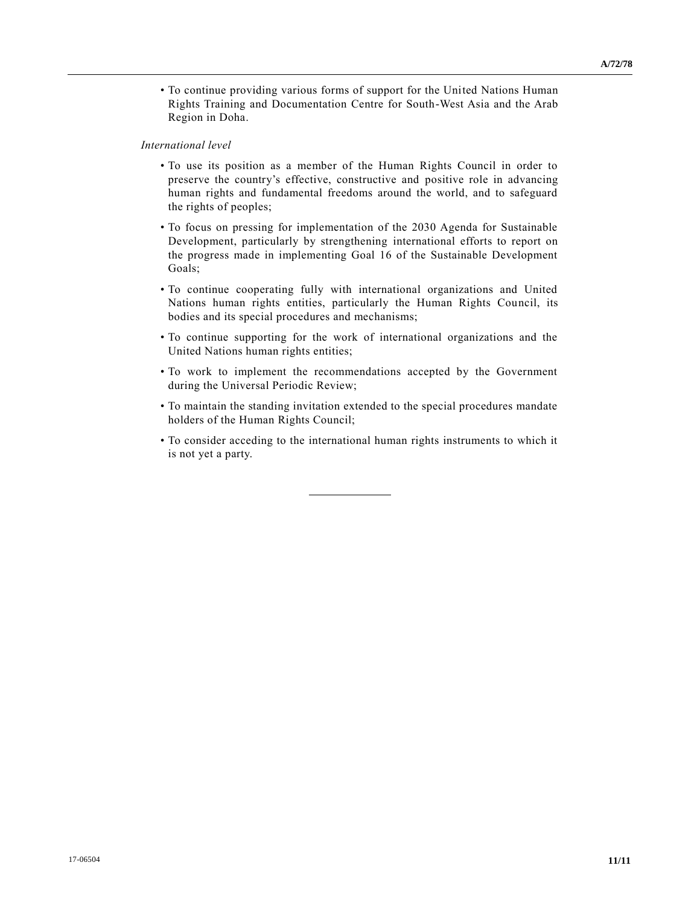- To continue providing various forms of support for the United Nations Human Rights Training and Documentation Centre for South-West Asia and the Arab Region in Doha.

*International level*

- To use its position as a member of the Human Rights Council in order to preserve the country's effective, constructive and positive role in advancing human rights and fundamental freedoms around the world, and to safeguard the rights of peoples;
- To focus on pressing for implementation of the 2030 Agenda for Sustainable Development, particularly by strengthening international efforts to report on the progress made in implementing Goal 16 of the Sustainable Development Goals;
- To continue cooperating fully with international organizations and United Nations human rights entities, particularly the Human Rights Council, its bodies and its special procedures and mechanisms;
- To continue supporting for the work of international organizations and the United Nations human rights entities;
- To work to implement the recommendations accepted by the Government during the Universal Periodic Review;
- To maintain the standing invitation extended to the special procedures mandate holders of the Human Rights Council;
- To consider acceding to the international human rights instruments to which it is not yet a party.